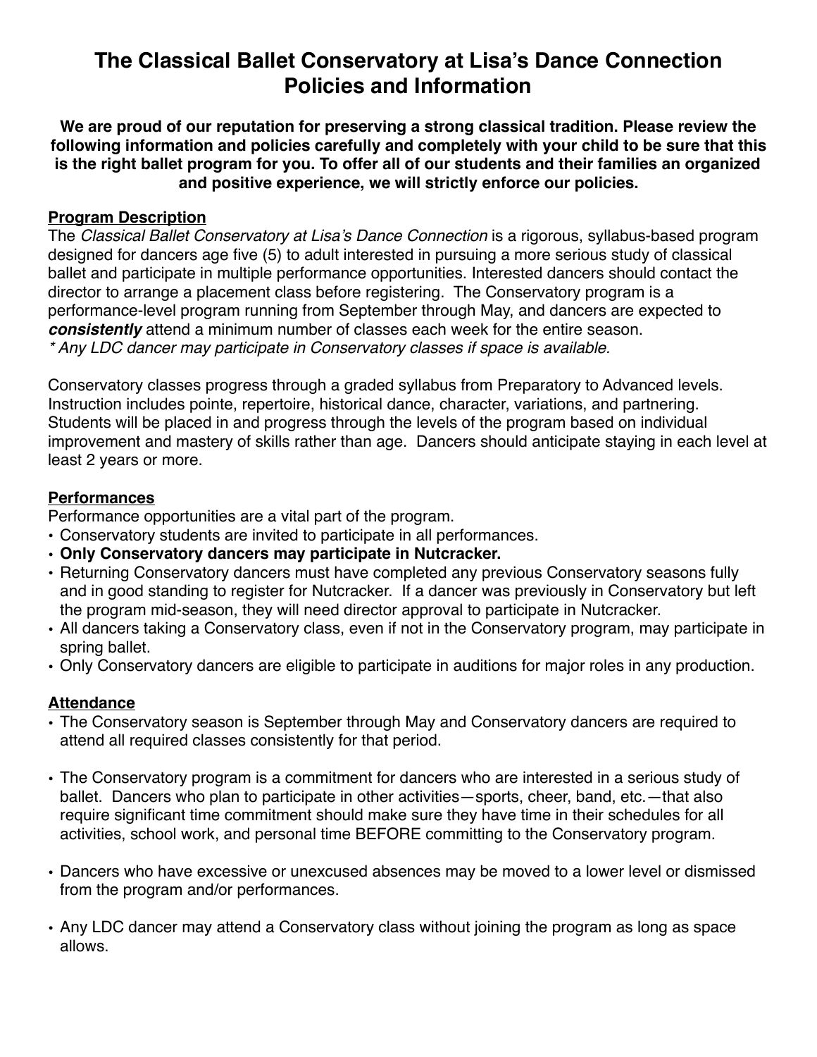# The Classical Ballet Conservatory at Lisa's Dance Connection Policies and Information

**We are proud of our reputation for preserving a strong classical tradition. Please review the following information and policies carefully and completely with your child to be sure that this is the right ballet program for you. To offer all of our students and their families an organized and positive experience, we will strictly enforce our policies.**

## Program Description

The *Classical Ballet Conservatory at Lisa's Dance Connection* is a rigorous, syllabus-based program designed for dancers age five (5) to adult interested in pursuing a more serious study of classical ballet and participate in multiple performance opportunities. Interested dancers should contact the director to arrange a placement class before registering. The Conservatory program is a performance-level program running from September through May, and dancers are expected to ***consistently*** attend a minimum number of classes each week for the entire season.
*\* Any LDC dancer may participate in Conservatory classes if space is available.*

Conservatory classes progress through a graded syllabus from Preparatory to Advanced levels. Instruction includes pointe, repertoire, historical dance, character, variations, and partnering. Students will be placed in and progress through the levels of the program based on individual improvement and mastery of skills rather than age. Dancers should anticipate staying in each level at least 2 years or more.

## Performances

Performance opportunities are a vital part of the program.

- Conservatory students are invited to participate in all performances.
- **Only Conservatory dancers may participate in Nutcracker.**
- Returning Conservatory dancers must have completed any previous Conservatory seasons fully and in good standing to register for Nutcracker. If a dancer was previously in Conservatory but left the program mid-season, they will need director approval to participate in Nutcracker.
- All dancers taking a Conservatory class, even if not in the Conservatory program, may participate in spring ballet.
- Only Conservatory dancers are eligible to participate in auditions for major roles in any production.

## Attendance

- The Conservatory season is September through May and Conservatory dancers are required to attend all required classes consistently for that period.

- The Conservatory program is a commitment for dancers who are interested in a serious study of ballet. Dancers who plan to participate in other activities—sports, cheer, band, etc.—that also require significant time commitment should make sure they have time in their schedules for all activities, school work, and personal time BEFORE committing to the Conservatory program.

- Dancers who have excessive or unexcused absences may be moved to a lower level or dismissed from the program and/or performances.

- Any LDC dancer may attend a Conservatory class without joining the program as long as space allows.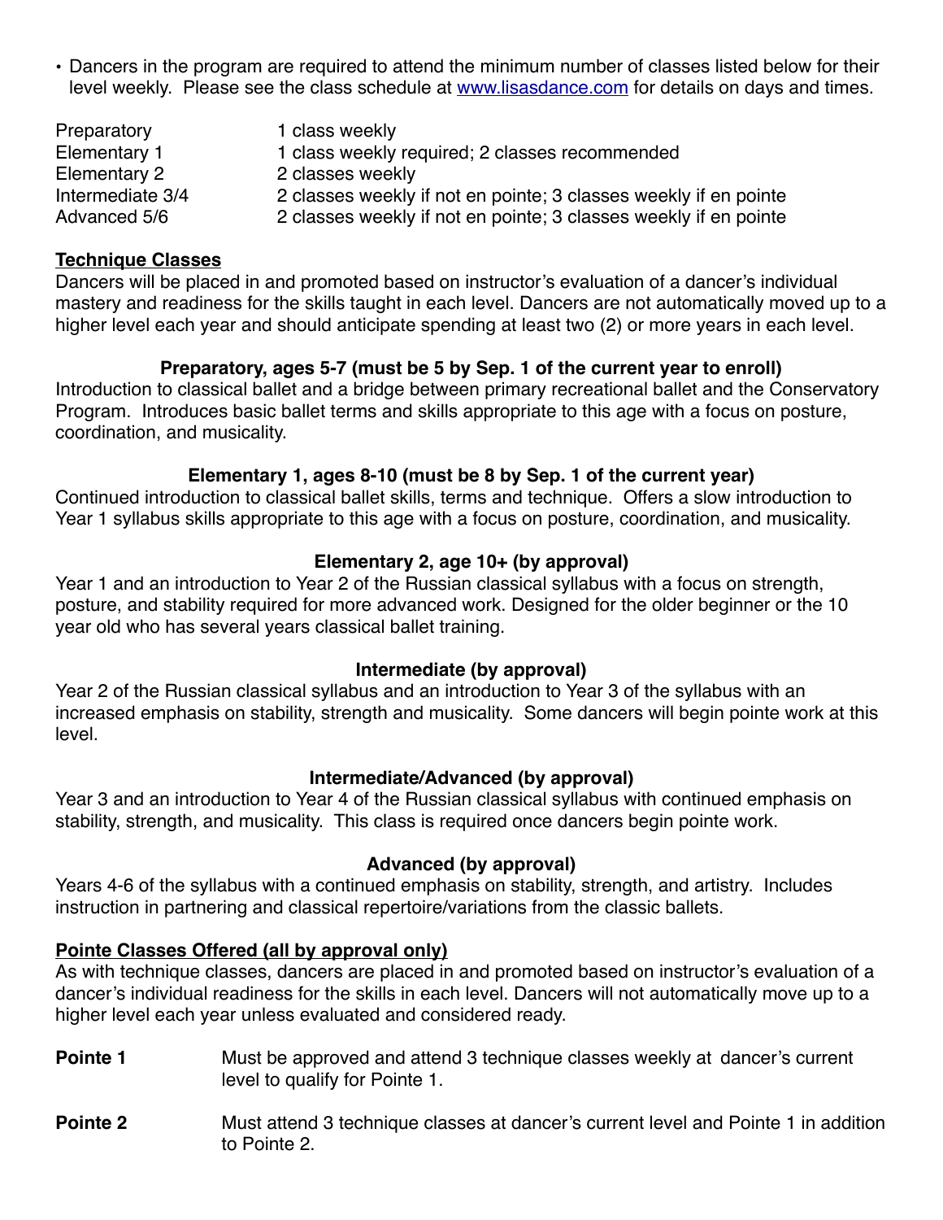- Dancers in the program are required to attend the minimum number of classes listed below for their level weekly. Please see the class schedule at [www.lisasdance.com](http://www.lisasdance.com) for details on days and times.

| | |
|---|---|
| Preparatory | 1 class weekly |
| Elementary 1 | 1 class weekly required; 2 classes recommended |
| Elementary 2 | 2 classes weekly |
| Intermediate 3/4 | 2 classes weekly if not en pointe; 3 classes weekly if en pointe |
| Advanced 5/6 | 2 classes weekly if not en pointe; 3 classes weekly if en pointe |

## Technique Classes

Dancers will be placed in and promoted based on instructor's evaluation of a dancer's individual mastery and readiness for the skills taught in each level. Dancers are not automatically moved up to a higher level each year and should anticipate spending at least two (2) or more years in each level.

### Preparatory, ages 5-7 (must be 5 by Sep. 1 of the current year to enroll)

Introduction to classical ballet and a bridge between primary recreational ballet and the Conservatory Program. Introduces basic ballet terms and skills appropriate to this age with a focus on posture, coordination, and musicality.

### Elementary 1, ages 8-10 (must be 8 by Sep. 1 of the current year)

Continued introduction to classical ballet skills, terms and technique. Offers a slow introduction to Year 1 syllabus skills appropriate to this age with a focus on posture, coordination, and musicality.

### Elementary 2, age 10+ (by approval)

Year 1 and an introduction to Year 2 of the Russian classical syllabus with a focus on strength, posture, and stability required for more advanced work. Designed for the older beginner or the 10 year old who has several years classical ballet training.

### Intermediate (by approval)

Year 2 of the Russian classical syllabus and an introduction to Year 3 of the syllabus with an increased emphasis on stability, strength and musicality. Some dancers will begin pointe work at this level.

### Intermediate/Advanced (by approval)

Year 3 and an introduction to Year 4 of the Russian classical syllabus with continued emphasis on stability, strength, and musicality. This class is required once dancers begin pointe work.

### Advanced (by approval)

Years 4-6 of the syllabus with a continued emphasis on stability, strength, and artistry. Includes instruction in partnering and classical repertoire/variations from the classic ballets.

## Pointe Classes Offered (all by approval only)

As with technique classes, dancers are placed in and promoted based on instructor's evaluation of a dancer's individual readiness for the skills in each level. Dancers will not automatically move up to a higher level each year unless evaluated and considered ready.

**Pointe 1** Must be approved and attend 3 technique classes weekly at dancer's current level to qualify for Pointe 1.

**Pointe 2** Must attend 3 technique classes at dancer's current level and Pointe 1 in addition to Pointe 2.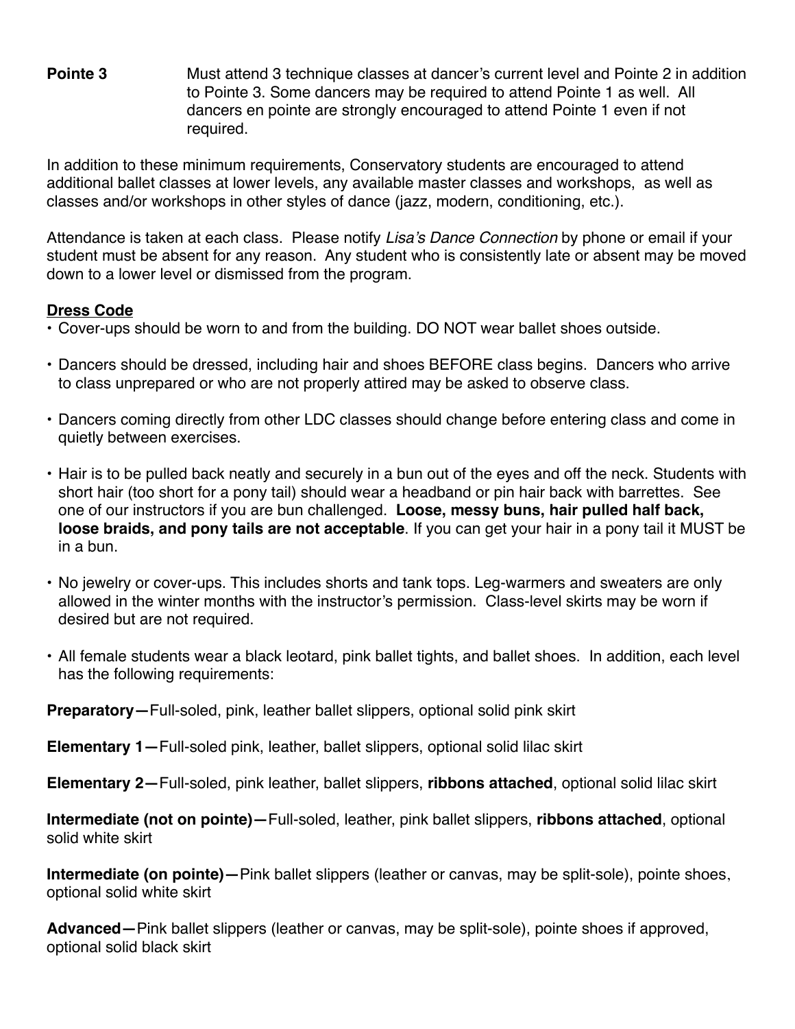**Pointe 3** Must attend 3 technique classes at dancer's current level and Pointe 2 in addition to Pointe 3. Some dancers may be required to attend Pointe 1 as well. All dancers en pointe are strongly encouraged to attend Pointe 1 even if not required.

In addition to these minimum requirements, Conservatory students are encouraged to attend additional ballet classes at lower levels, any available master classes and workshops, as well as classes and/or workshops in other styles of dance (jazz, modern, conditioning, etc.).

Attendance is taken at each class. Please notify *Lisa's Dance Connection* by phone or email if your student must be absent for any reason. Any student who is consistently late or absent may be moved down to a lower level or dismissed from the program.

## Dress Code

- Cover-ups should be worn to and from the building. DO NOT wear ballet shoes outside.
- Dancers should be dressed, including hair and shoes BEFORE class begins. Dancers who arrive to class unprepared or who are not properly attired may be asked to observe class.
- Dancers coming directly from other LDC classes should change before entering class and come in quietly between exercises.
- Hair is to be pulled back neatly and securely in a bun out of the eyes and off the neck. Students with short hair (too short for a pony tail) should wear a headband or pin hair back with barrettes. See one of our instructors if you are bun challenged. **Loose, messy buns, hair pulled half back, loose braids, and pony tails are not acceptable**. If you can get your hair in a pony tail it MUST be in a bun.
- No jewelry or cover-ups. This includes shorts and tank tops. Leg-warmers and sweaters are only allowed in the winter months with the instructor's permission. Class-level skirts may be worn if desired but are not required.
- All female students wear a black leotard, pink ballet tights, and ballet shoes. In addition, each level has the following requirements:

**Preparatory—**Full-soled, pink, leather ballet slippers, optional solid pink skirt

**Elementary 1—**Full-soled pink, leather, ballet slippers, optional solid lilac skirt

**Elementary 2—**Full-soled, pink leather, ballet slippers, **ribbons attached**, optional solid lilac skirt

**Intermediate (not on pointe)—**Full-soled, leather, pink ballet slippers, **ribbons attached**, optional solid white skirt

**Intermediate (on pointe)—**Pink ballet slippers (leather or canvas, may be split-sole), pointe shoes, optional solid white skirt

**Advanced—**Pink ballet slippers (leather or canvas, may be split-sole), pointe shoes if approved, optional solid black skirt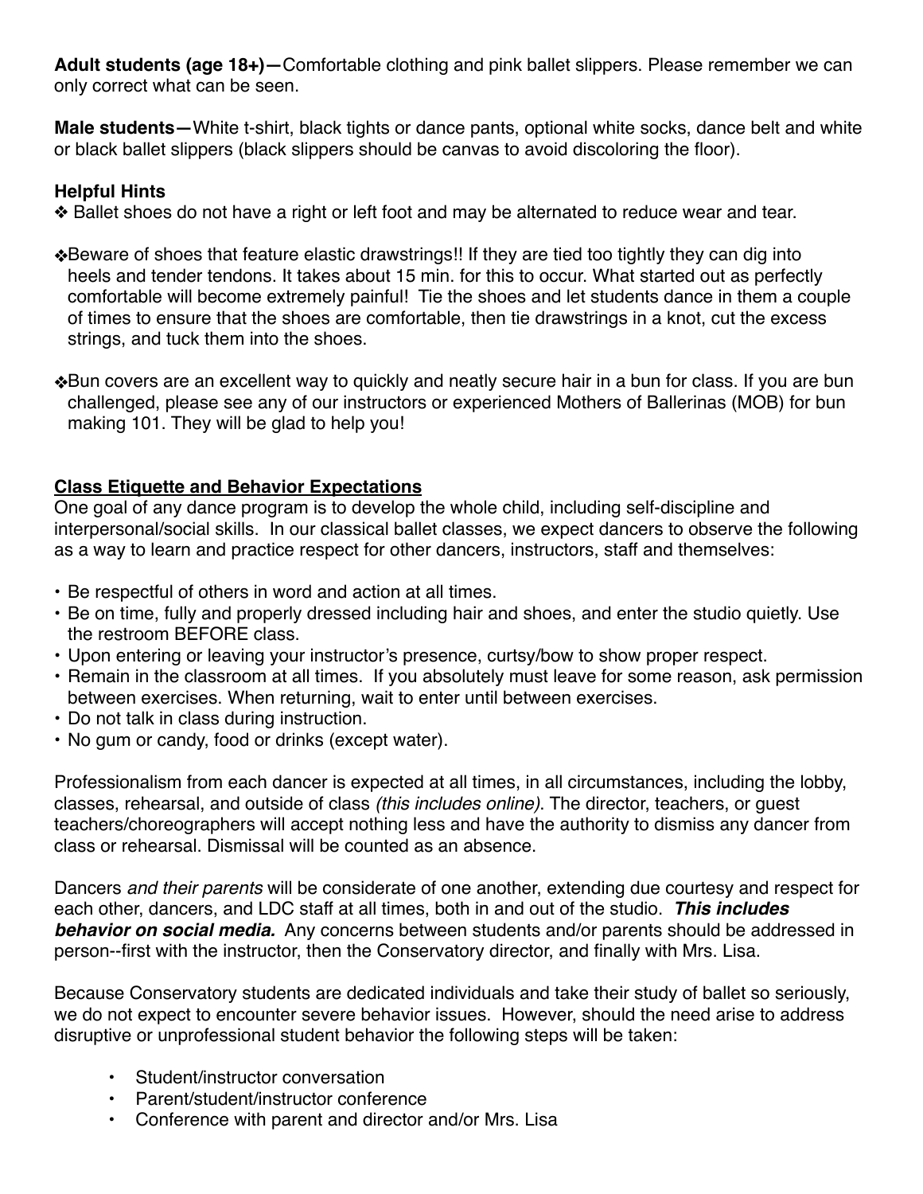**Adult students (age 18+)—**Comfortable clothing and pink ballet slippers. Please remember we can only correct what can be seen.

**Male students—**White t-shirt, black tights or dance pants, optional white socks, dance belt and white or black ballet slippers (black slippers should be canvas to avoid discoloring the floor).

**Helpful Hints**

❖ Ballet shoes do not have a right or left foot and may be alternated to reduce wear and tear.

❖Beware of shoes that feature elastic drawstrings!! If they are tied too tightly they can dig into heels and tender tendons. It takes about 15 min. for this to occur. What started out as perfectly comfortable will become extremely painful! Tie the shoes and let students dance in them a couple of times to ensure that the shoes are comfortable, then tie drawstrings in a knot, cut the excess strings, and tuck them into the shoes.

❖Bun covers are an excellent way to quickly and neatly secure hair in a bun for class. If you are bun challenged, please see any of our instructors or experienced Mothers of Ballerinas (MOB) for bun making 101. They will be glad to help you!

## Class Etiquette and Behavior Expectations

One goal of any dance program is to develop the whole child, including self-discipline and interpersonal/social skills. In our classical ballet classes, we expect dancers to observe the following as a way to learn and practice respect for other dancers, instructors, staff and themselves:

- Be respectful of others in word and action at all times.
- Be on time, fully and properly dressed including hair and shoes, and enter the studio quietly. Use the restroom BEFORE class.
- Upon entering or leaving your instructor's presence, curtsy/bow to show proper respect.
- Remain in the classroom at all times. If you absolutely must leave for some reason, ask permission between exercises. When returning, wait to enter until between exercises.
- Do not talk in class during instruction.
- No gum or candy, food or drinks (except water).

Professionalism from each dancer is expected at all times, in all circumstances, including the lobby, classes, rehearsal, and outside of class *(this includes online)*. The director, teachers, or guest teachers/choreographers will accept nothing less and have the authority to dismiss any dancer from class or rehearsal. Dismissal will be counted as an absence.

Dancers *and their parents* will be considerate of one another, extending due courtesy and respect for each other, dancers, and LDC staff at all times, both in and out of the studio. ***This includes behavior on social media.*** Any concerns between students and/or parents should be addressed in person--first with the instructor, then the Conservatory director, and finally with Mrs. Lisa.

Because Conservatory students are dedicated individuals and take their study of ballet so seriously, we do not expect to encounter severe behavior issues. However, should the need arise to address disruptive or unprofessional student behavior the following steps will be taken:

- Student/instructor conversation
- Parent/student/instructor conference
- Conference with parent and director and/or Mrs. Lisa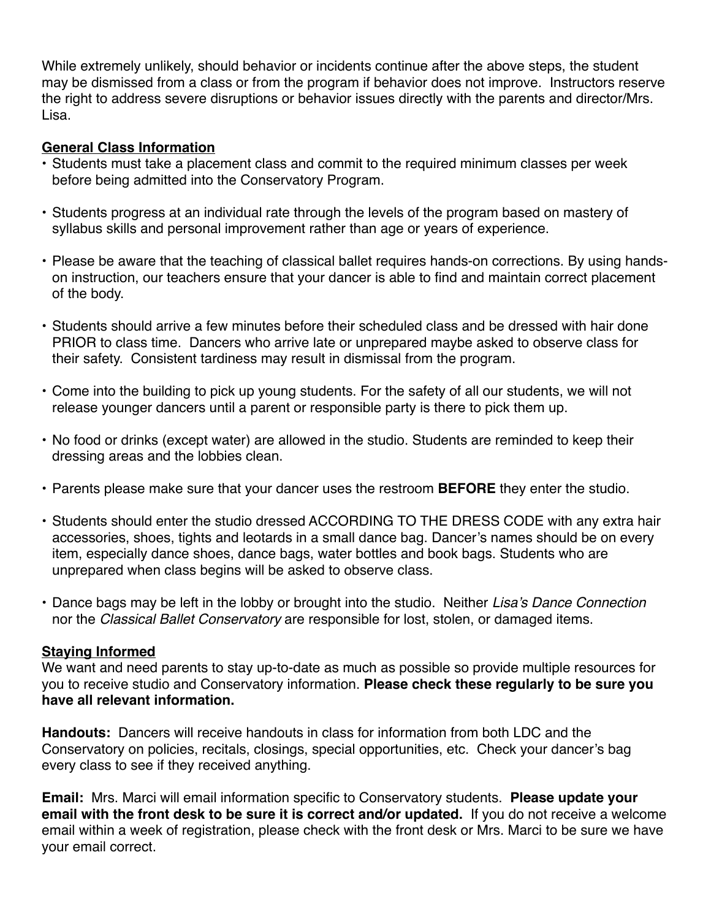While extremely unlikely, should behavior or incidents continue after the above steps, the student may be dismissed from a class or from the program if behavior does not improve. Instructors reserve the right to address severe disruptions or behavior issues directly with the parents and director/Mrs. Lisa.

**General Class Information**

- Students must take a placement class and commit to the required minimum classes per week before being admitted into the Conservatory Program.
- Students progress at an individual rate through the levels of the program based on mastery of syllabus skills and personal improvement rather than age or years of experience.
- Please be aware that the teaching of classical ballet requires hands-on corrections. By using hands-on instruction, our teachers ensure that your dancer is able to find and maintain correct placement of the body.
- Students should arrive a few minutes before their scheduled class and be dressed with hair done PRIOR to class time. Dancers who arrive late or unprepared maybe asked to observe class for their safety. Consistent tardiness may result in dismissal from the program.
- Come into the building to pick up young students. For the safety of all our students, we will not release younger dancers until a parent or responsible party is there to pick them up.
- No food or drinks (except water) are allowed in the studio. Students are reminded to keep their dressing areas and the lobbies clean.
- Parents please make sure that your dancer uses the restroom **BEFORE** they enter the studio.
- Students should enter the studio dressed ACCORDING TO THE DRESS CODE with any extra hair accessories, shoes, tights and leotards in a small dance bag. Dancer's names should be on every item, especially dance shoes, dance bags, water bottles and book bags. Students who are unprepared when class begins will be asked to observe class.
- Dance bags may be left in the lobby or brought into the studio. Neither *Lisa's Dance Connection* nor the *Classical Ballet Conservatory* are responsible for lost, stolen, or damaged items.

**Staying Informed**

We want and need parents to stay up-to-date as much as possible so provide multiple resources for you to receive studio and Conservatory information. **Please check these regularly to be sure you have all relevant information.**

**Handouts:** Dancers will receive handouts in class for information from both LDC and the Conservatory on policies, recitals, closings, special opportunities, etc. Check your dancer's bag every class to see if they received anything.

**Email:** Mrs. Marci will email information specific to Conservatory students. **Please update your email with the front desk to be sure it is correct and/or updated.** If you do not receive a welcome email within a week of registration, please check with the front desk or Mrs. Marci to be sure we have your email correct.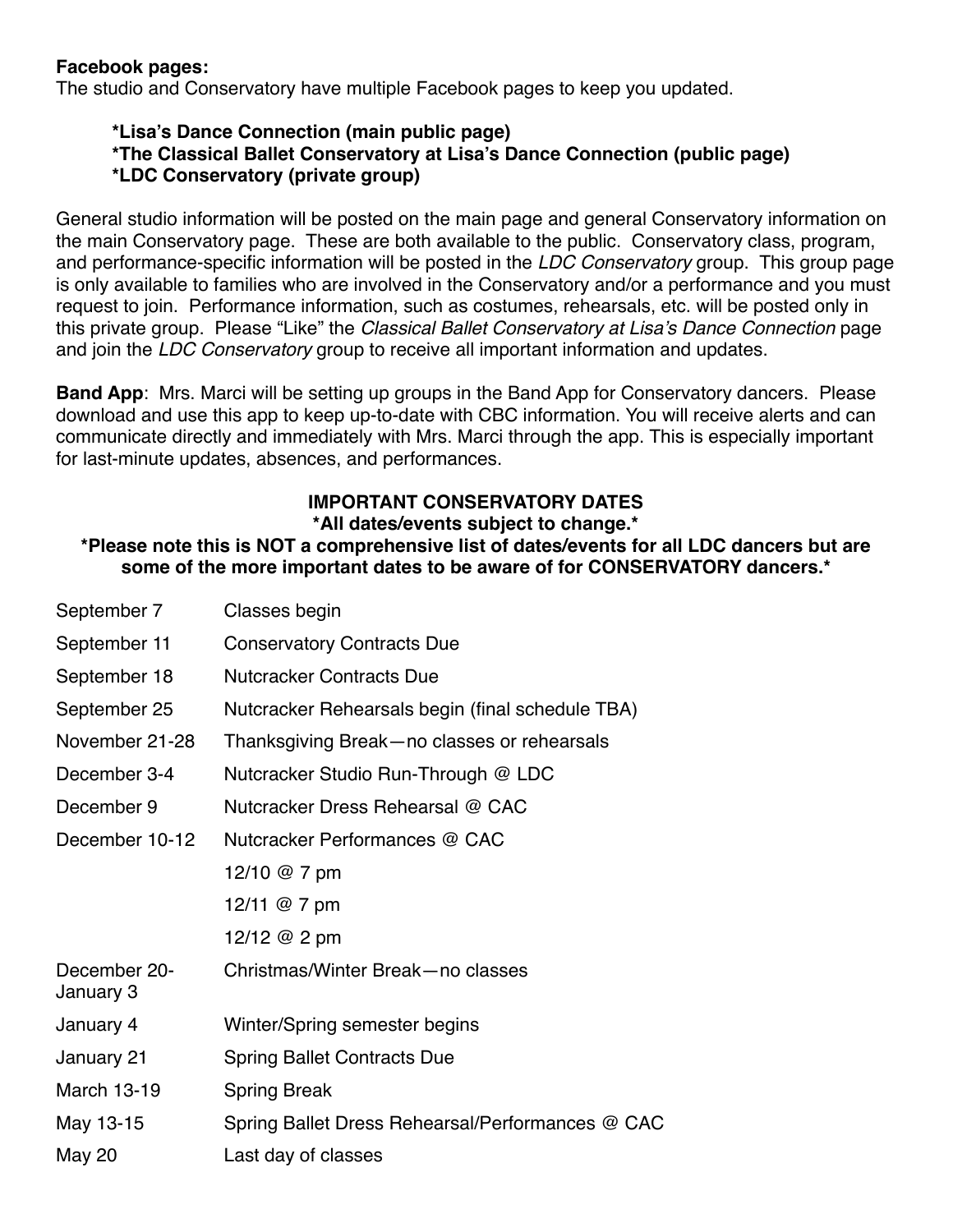**Facebook pages:**
The studio and Conservatory have multiple Facebook pages to keep you updated.

> **\*Lisa's Dance Connection (main public page)**
> **\*The Classical Ballet Conservatory at Lisa's Dance Connection (public page)**
> **\*LDC Conservatory (private group)**

General studio information will be posted on the main page and general Conservatory information on the main Conservatory page. These are both available to the public. Conservatory class, program, and performance-specific information will be posted in the *LDC Conservatory* group. This group page is only available to families who are involved in the Conservatory and/or a performance and you must request to join. Performance information, such as costumes, rehearsals, etc. will be posted only in this private group. Please "Like" the *Classical Ballet Conservatory at Lisa's Dance Connection* page and join the *LDC Conservatory* group to receive all important information and updates.

**Band App**: Mrs. Marci will be setting up groups in the Band App for Conservatory dancers. Please download and use this app to keep up-to-date with CBC information. You will receive alerts and can communicate directly and immediately with Mrs. Marci through the app. This is especially important for last-minute updates, absences, and performances.

**IMPORTANT CONSERVATORY DATES**
**\*All dates/events subject to change.\***
**\*Please note this is NOT a comprehensive list of dates/events for all LDC dancers but are some of the more important dates to be aware of for CONSERVATORY dancers.\***

| | |
|---|---|
| September 7 | Classes begin |
| September 11 | Conservatory Contracts Due |
| September 18 | Nutcracker Contracts Due |
| September 25 | Nutcracker Rehearsals begin (final schedule TBA) |
| November 21-28 | Thanksgiving Break—no classes or rehearsals |
| December 3-4 | Nutcracker Studio Run-Through @ LDC |
| December 9 | Nutcracker Dress Rehearsal @ CAC |
| December 10-12 | Nutcracker Performances @ CAC |
| | 12/10 @ 7 pm |
| | 12/11 @ 7 pm |
| | 12/12 @ 2 pm |
| December 20-January 3 | Christmas/Winter Break—no classes |
| January 4 | Winter/Spring semester begins |
| January 21 | Spring Ballet Contracts Due |
| March 13-19 | Spring Break |
| May 13-15 | Spring Ballet Dress Rehearsal/Performances @ CAC |
| May 20 | Last day of classes |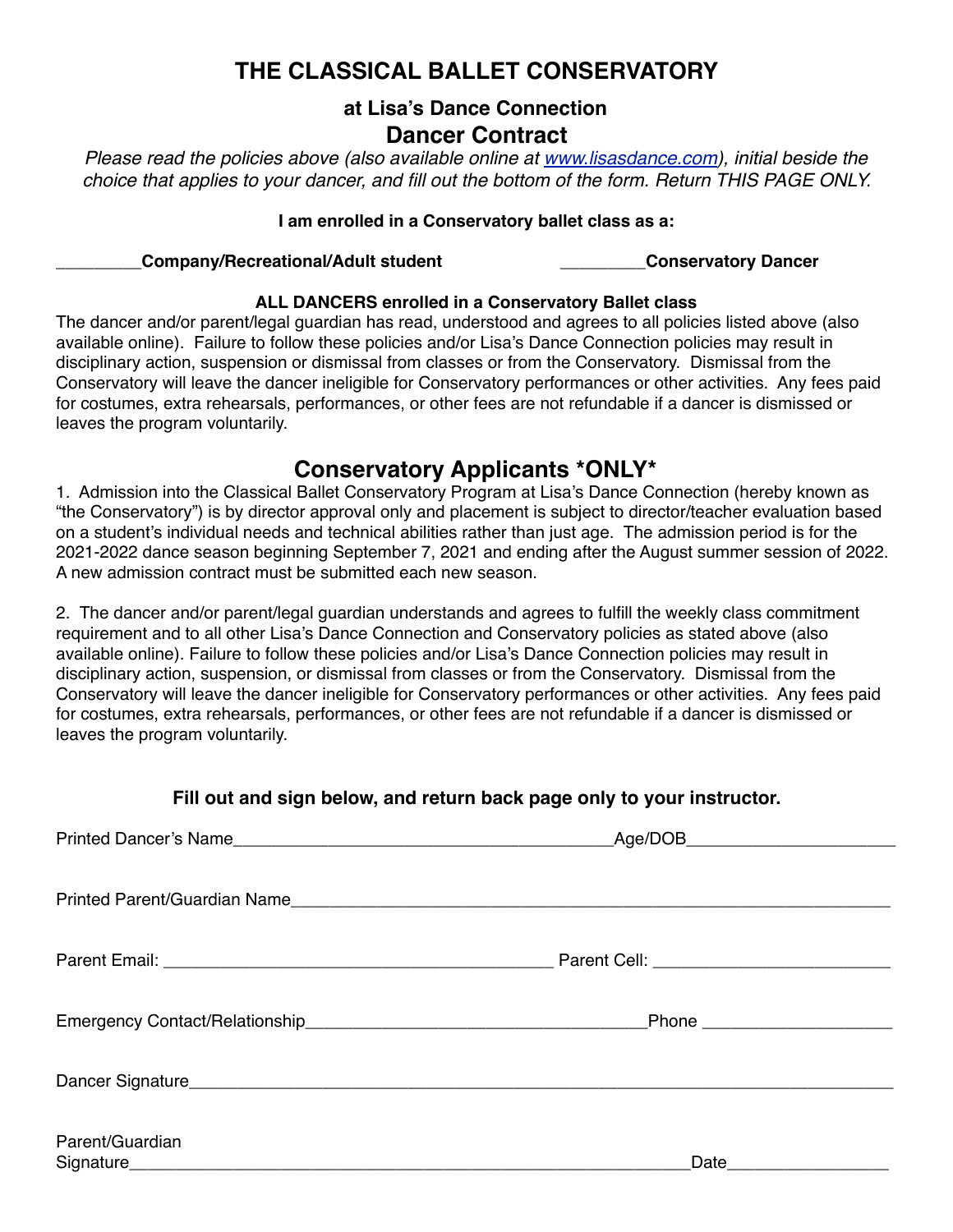# THE CLASSICAL BALLET CONSERVATORY

### at Lisa's Dance Connection

## Dancer Contract

*Please read the policies above (also available online at [www.lisasdance.com](www.lisasdance.com)), initial beside the choice that applies to your dancer, and fill out the bottom of the form. Return THIS PAGE ONLY.*

**I am enrolled in a Conservatory ballet class as a:**

_________**Company/Recreational/Adult student** _________**Conservatory Dancer**

**ALL DANCERS enrolled in a Conservatory Ballet class**

The dancer and/or parent/legal guardian has read, understood and agrees to all policies listed above (also available online). Failure to follow these policies and/or Lisa's Dance Connection policies may result in disciplinary action, suspension or dismissal from classes or from the Conservatory. Dismissal from the Conservatory will leave the dancer ineligible for Conservatory performances or other activities. Any fees paid for costumes, extra rehearsals, performances, or other fees are not refundable if a dancer is dismissed or leaves the program voluntarily.

## Conservatory Applicants *ONLY*

1. Admission into the Classical Ballet Conservatory Program at Lisa's Dance Connection (hereby known as "the Conservatory") is by director approval only and placement is subject to director/teacher evaluation based on a student's individual needs and technical abilities rather than just age. The admission period is for the 2021-2022 dance season beginning September 7, 2021 and ending after the August summer session of 2022. A new admission contract must be submitted each new season.

2. The dancer and/or parent/legal guardian understands and agrees to fulfill the weekly class commitment requirement and to all other Lisa's Dance Connection and Conservatory policies as stated above (also available online). Failure to follow these policies and/or Lisa's Dance Connection policies may result in disciplinary action, suspension, or dismissal from classes or from the Conservatory. Dismissal from the Conservatory will leave the dancer ineligible for Conservatory performances or other activities. Any fees paid for costumes, extra rehearsals, performances, or other fees are not refundable if a dancer is dismissed or leaves the program voluntarily.

**Fill out and sign below, and return back page only to your instructor.**

Printed Dancer's Name________________________________________Age/DOB______________________

Printed Parent/Guardian Name_________________________________________________________________

Parent Email: __________________________________________ Parent Cell: __________________________

Emergency Contact/Relationship____________________________________Phone ____________________

Dancer Signature___________________________________________________________________________

Parent/Guardian Signature_______________________________________________________Date_________________